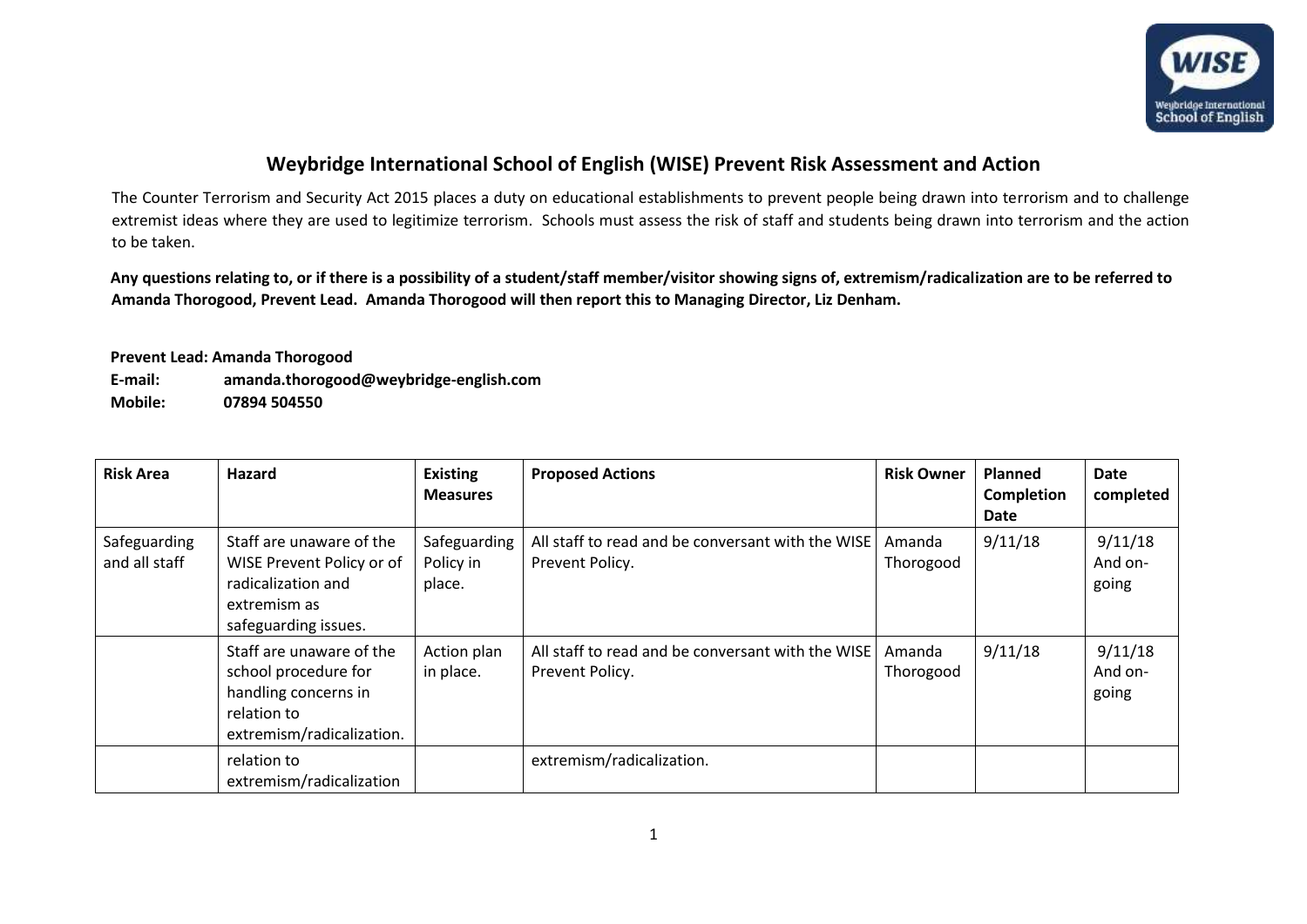# Weybridge International School of English (WISE) Prevent Risk Assessment and Action

The Counter Terrorism and Security Act 2015 places a duty on educational establishments to prevent people being drawn into terrorism and to challenge extremist ideas where they are used to legitimize terrorism. Schools must assess the risk of staff and students being drawn into terrorism and the action to be taken.

**Any questions relating to, or if there is a possibility of a student/staff member/visitor showing signs of, extremism/radicalization are to be referred to Amanda Thorogood, Prevent Lead. Amanda Thorogood will then report this to Managing Director, Liz Denham.**

**Prevent Lead: Amanda Thorogood**
**E-mail: amanda.thorogood@weybridge-english.com**
**Mobile: 07894 504550**

| Risk Area | Hazard | Existing Measures | Proposed Actions | Risk Owner | Planned Completion Date | Date completed |
|---|---|---|---|---|---|---|
| Safeguarding and all staff | Staff are unaware of the WISE Prevent Policy or of radicalization and extremism as safeguarding issues. | Safeguarding Policy in place. | All staff to read and be conversant with the WISE Prevent Policy. | Amanda Thorogood | 9/11/18 | 9/11/18 And on-going |
| | Staff are unaware of the school procedure for handling concerns in relation to extremism/radicalization. | Action plan in place. | All staff to read and be conversant with the WISE Prevent Policy. | Amanda Thorogood | 9/11/18 | 9/11/18 And on-going |
| | relation to extremism/radicalization | | extremism/radicalization. | | | |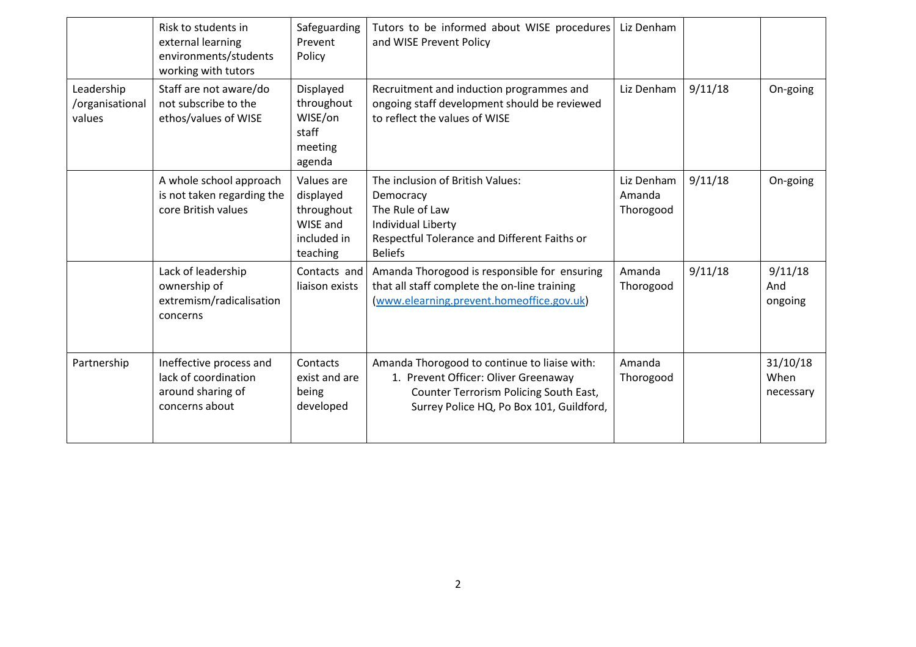| | | | | | | |
|---|---|---|---|---|---|---|
| | Risk to students in external learning environments/students working with tutors | Safeguarding Prevent Policy | Tutors to be informed about WISE procedures and WISE Prevent Policy | Liz Denham | | |
| Leadership /organisational values | Staff are not aware/do not subscribe to the ethos/values of WISE | Displayed throughout WISE/on staff meeting agenda | Recruitment and induction programmes and ongoing staff development should be reviewed to reflect the values of WISE | Liz Denham | 9/11/18 | On-going |
| | A whole school approach is not taken regarding the core British values | Values are displayed throughout WISE and included in teaching | The inclusion of British Values:<br>Democracy<br>The Rule of Law<br>Individual Liberty<br>Respectful Tolerance and Different Faiths or Beliefs | Liz Denham Amanda Thorogood | 9/11/18 | On-going |
| | Lack of leadership ownership of extremism/radicalisation concerns | Contacts and liaison exists | Amanda Thorogood is responsible for ensuring that all staff complete the on-line training ([www.elearning.prevent.homeoffice.gov.uk](www.elearning.prevent.homeoffice.gov.uk)) | Amanda Thorogood | 9/11/18 | 9/11/18 And ongoing |
| Partnership | Ineffective process and lack of coordination around sharing of concerns about | Contacts exist and are being developed | Amanda Thorogood to continue to liaise with:<br>1. Prevent Officer: Oliver Greenaway Counter Terrorism Policing South East, Surrey Police HQ, Po Box 101, Guildford, | Amanda Thorogood | | 31/10/18 When necessary |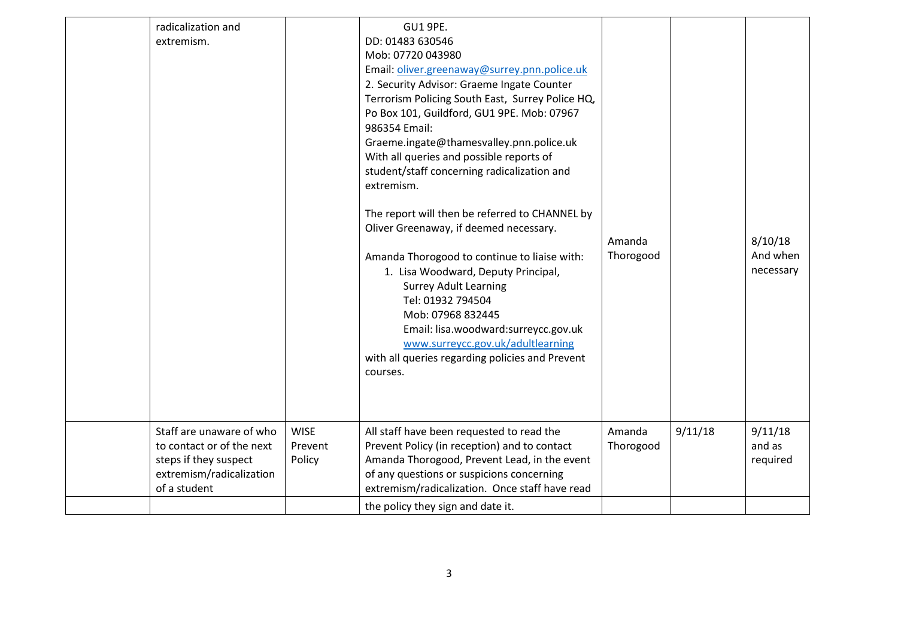|  |  |  |  |  |  |
|---|---|---|---|---|---|
|  | radicalization and extremism. |  | GU1 9PE.<br>DD: 01483 630546<br>Mob: 07720 043980<br>Email: oliver.greenaway@surrey.pnn.police.uk<br>2. Security Advisor: Graeme Ingate Counter Terrorism Policing South East, Surrey Police HQ, Po Box 101, Guildford, GU1 9PE. Mob: 07967 986354 Email: Graeme.ingate@thamesvalley.pnn.police.uk<br>With all queries and possible reports of student/staff concerning radicalization and extremism.<br><br>The report will then be referred to CHANNEL by Oliver Greenaway, if deemed necessary.<br><br>Amanda Thorogood to continue to liaise with:<br>1. Lisa Woodward, Deputy Principal, Surrey Adult Learning<br>Tel: 01932 794504<br>Mob: 07968 832445<br>Email: lisa.woodward:surreycc.gov.uk<br>www.surreycc.gov.uk/adultlearning<br>with all queries regarding policies and Prevent courses. | Amanda Thorogood |  | 8/10/18 And when necessary |
|  | Staff are unaware of who to contact or of the next steps if they suspect extremism/radicalization of a student | WISE Prevent Policy | All staff have been requested to read the Prevent Policy (in reception) and to contact Amanda Thorogood, Prevent Lead, in the event of any questions or suspicions concerning extremism/radicalization. Once staff have read | Amanda Thorogood | 9/11/18 | 9/11/18 and as required |
|  |  |  | the policy they sign and date it. |  |  |  |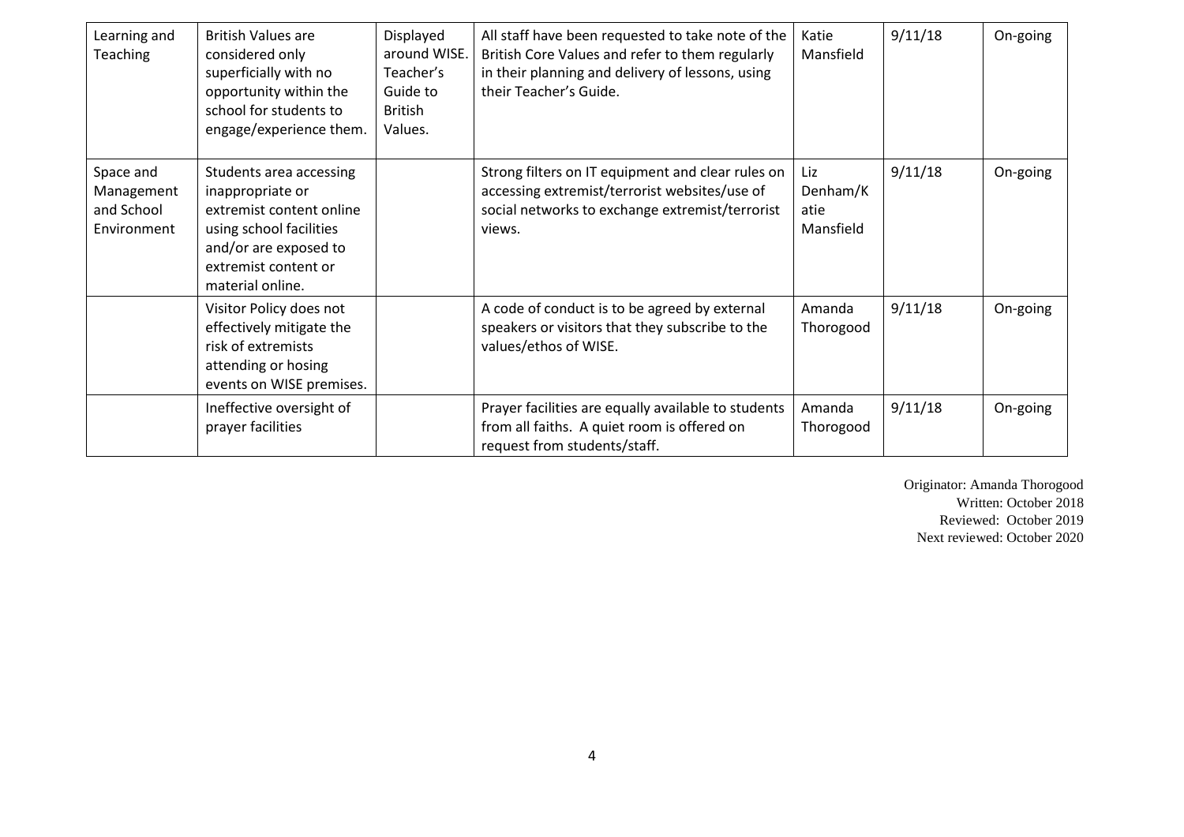| | | | | | | |
|---|---|---|---|---|---|---|
| Learning and Teaching | British Values are considered only superficially with no opportunity within the school for students to engage/experience them. | Displayed around WISE. Teacher's Guide to British Values. | All staff have been requested to take note of the British Core Values and refer to them regularly in their planning and delivery of lessons, using their Teacher's Guide. | Katie Mansfield | 9/11/18 | On-going |
| Space and Management and School Environment | Students area accessing inappropriate or extremist content online using school facilities and/or are exposed to extremist content or material online. | | Strong filters on IT equipment and clear rules on accessing extremist/terrorist websites/use of social networks to exchange extremist/terrorist views. | Liz Denham/Katie Mansfield | 9/11/18 | On-going |
| | Visitor Policy does not effectively mitigate the risk of extremists attending or hosing events on WISE premises. | | A code of conduct is to be agreed by external speakers or visitors that they subscribe to the values/ethos of WISE. | Amanda Thorogood | 9/11/18 | On-going |
| | Ineffective oversight of prayer facilities | | Prayer facilities are equally available to students from all faiths. A quiet room is offered on request from students/staff. | Amanda Thorogood | 9/11/18 | On-going |

Originator: Amanda Thorogood
Written: October 2018
Reviewed: October 2019
Next reviewed: October 2020